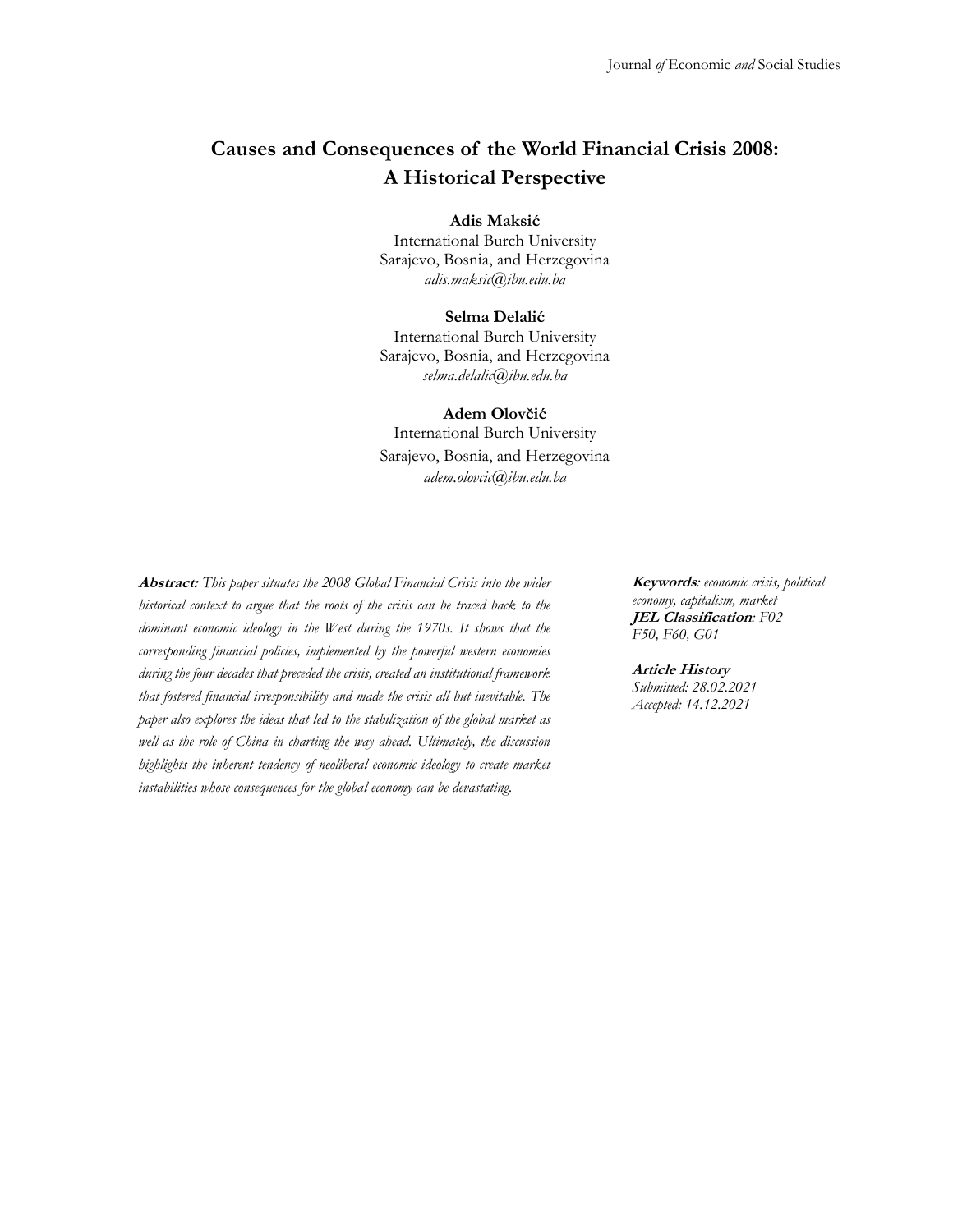# Causes and Consequences of the World Financial Crisis 2008: A Historical Perspective

**Adis Maksić**
International Burch University
Sarajevo, Bosnia, and Herzegovina
*adis.maksic@ibu.edu.ba*

**Selma Delalić**
International Burch University
Sarajevo, Bosnia, and Herzegovina
*selma.delalic@ibu.edu.ba*

**Adem Olovčić**
International Burch University
Sarajevo, Bosnia, and Herzegovina
*adem.olovcic@ibu.edu.ba*

***Abstract:*** *This paper situates the 2008 Global Financial Crisis into the wider historical context to argue that the roots of the crisis can be traced back to the dominant economic ideology in the West during the 1970s. It shows that the corresponding financial policies, implemented by the powerful western economies during the four decades that preceded the crisis, created an institutional framework that fostered financial irresponsibility and made the crisis all but inevitable. The paper also explores the ideas that led to the stabilization of the global market as well as the role of China in charting the way ahead. Ultimately, the discussion highlights the inherent tendency of neoliberal economic ideology to create market instabilities whose consequences for the global economy can be devastating.*

***Keywords****: economic crisis, political economy, capitalism, market*
***JEL Classification****: F02 F50, F60, G01*

***Article History***
*Submitted: 28.02.2021*
*Accepted: 14.12.2021*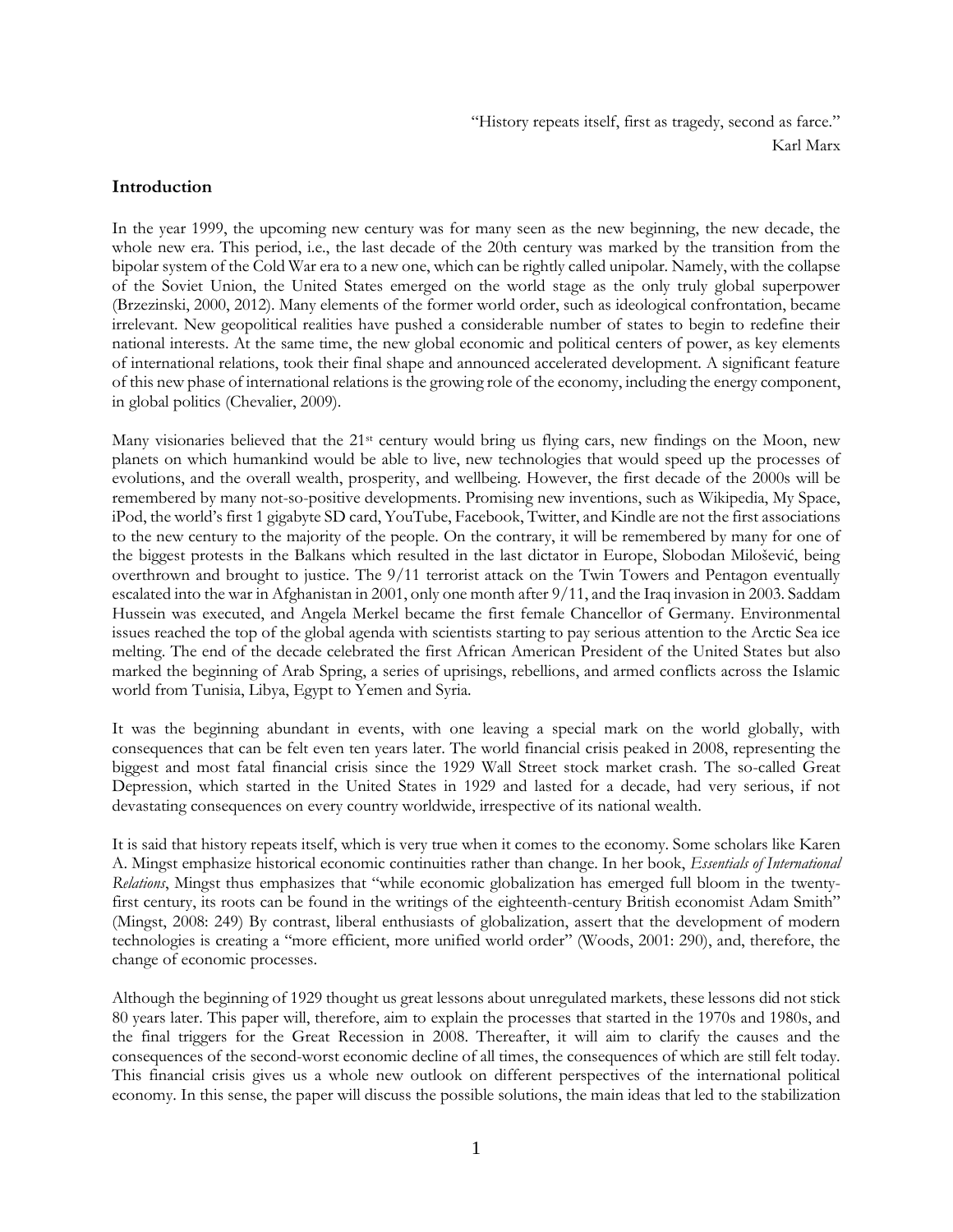"History repeats itself, first as tragedy, second as farce."
Karl Marx

## Introduction

In the year 1999, the upcoming new century was for many seen as the new beginning, the new decade, the whole new era. This period, i.e., the last decade of the 20th century was marked by the transition from the bipolar system of the Cold War era to a new one, which can be rightly called unipolar. Namely, with the collapse of the Soviet Union, the United States emerged on the world stage as the only truly global superpower (Brzezinski, 2000, 2012). Many elements of the former world order, such as ideological confrontation, became irrelevant. New geopolitical realities have pushed a considerable number of states to begin to redefine their national interests. At the same time, the new global economic and political centers of power, as key elements of international relations, took their final shape and announced accelerated development. A significant feature of this new phase of international relations is the growing role of the economy, including the energy component, in global politics (Chevalier, 2009).

Many visionaries believed that the 21st century would bring us flying cars, new findings on the Moon, new planets on which humankind would be able to live, new technologies that would speed up the processes of evolutions, and the overall wealth, prosperity, and wellbeing. However, the first decade of the 2000s will be remembered by many not-so-positive developments. Promising new inventions, such as Wikipedia, My Space, iPod, the world's first 1 gigabyte SD card, YouTube, Facebook, Twitter, and Kindle are not the first associations to the new century to the majority of the people. On the contrary, it will be remembered by many for one of the biggest protests in the Balkans which resulted in the last dictator in Europe, Slobodan Milošević, being overthrown and brought to justice. The 9/11 terrorist attack on the Twin Towers and Pentagon eventually escalated into the war in Afghanistan in 2001, only one month after 9/11, and the Iraq invasion in 2003. Saddam Hussein was executed, and Angela Merkel became the first female Chancellor of Germany. Environmental issues reached the top of the global agenda with scientists starting to pay serious attention to the Arctic Sea ice melting. The end of the decade celebrated the first African American President of the United States but also marked the beginning of Arab Spring, a series of uprisings, rebellions, and armed conflicts across the Islamic world from Tunisia, Libya, Egypt to Yemen and Syria.

It was the beginning abundant in events, with one leaving a special mark on the world globally, with consequences that can be felt even ten years later. The world financial crisis peaked in 2008, representing the biggest and most fatal financial crisis since the 1929 Wall Street stock market crash. The so-called Great Depression, which started in the United States in 1929 and lasted for a decade, had very serious, if not devastating consequences on every country worldwide, irrespective of its national wealth.

It is said that history repeats itself, which is very true when it comes to the economy. Some scholars like Karen A. Mingst emphasize historical economic continuities rather than change. In her book, *Essentials of International Relations*, Mingst thus emphasizes that "while economic globalization has emerged full bloom in the twenty-first century, its roots can be found in the writings of the eighteenth-century British economist Adam Smith" (Mingst, 2008: 249) By contrast, liberal enthusiasts of globalization, assert that the development of modern technologies is creating a "more efficient, more unified world order" (Woods, 2001: 290), and, therefore, the change of economic processes.

Although the beginning of 1929 thought us great lessons about unregulated markets, these lessons did not stick 80 years later. This paper will, therefore, aim to explain the processes that started in the 1970s and 1980s, and the final triggers for the Great Recession in 2008. Thereafter, it will aim to clarify the causes and the consequences of the second-worst economic decline of all times, the consequences of which are still felt today. This financial crisis gives us a whole new outlook on different perspectives of the international political economy. In this sense, the paper will discuss the possible solutions, the main ideas that led to the stabilization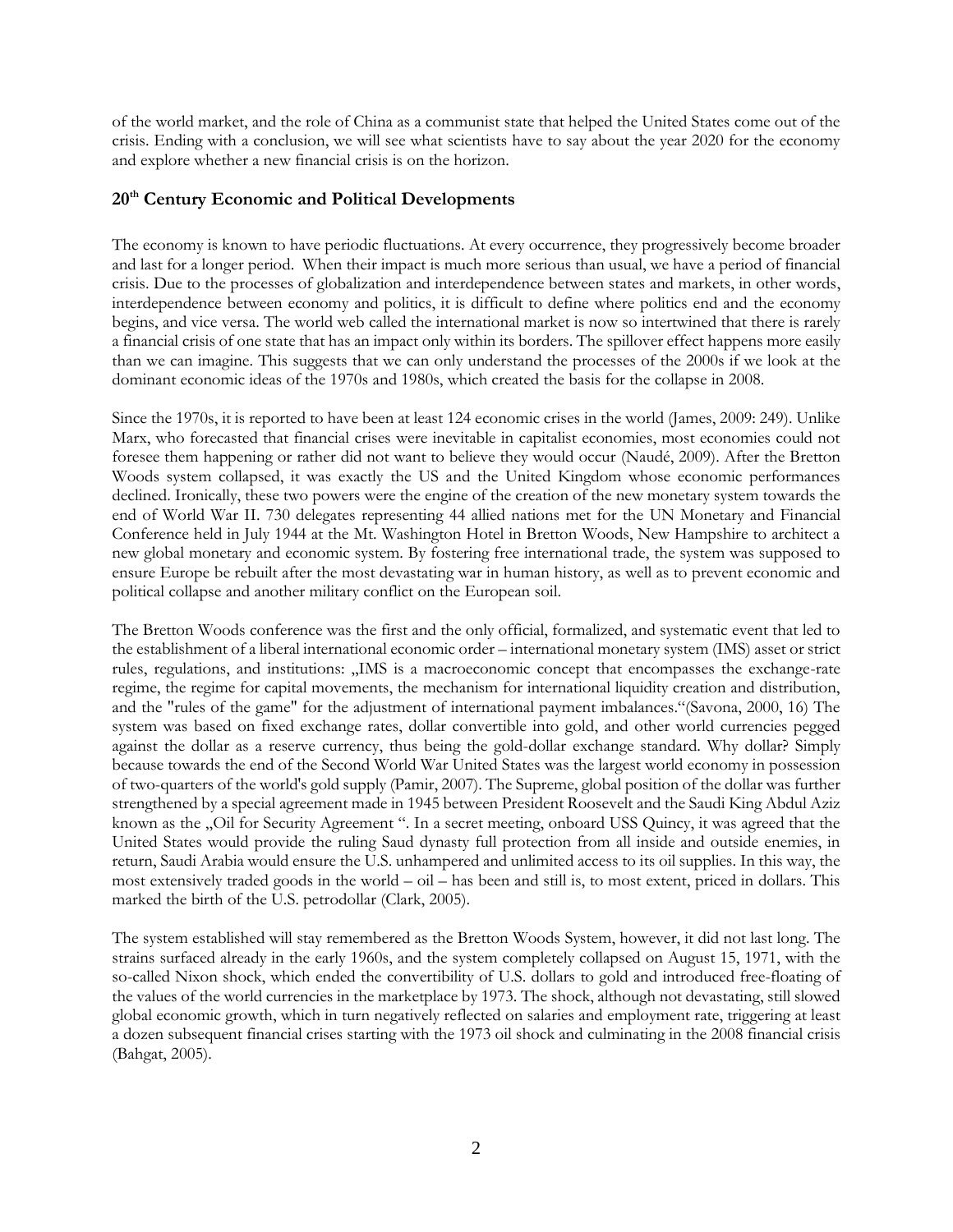of the world market, and the role of China as a communist state that helped the United States come out of the crisis. Ending with a conclusion, we will see what scientists have to say about the year 2020 for the economy and explore whether a new financial crisis is on the horizon.

## 20th Century Economic and Political Developments

The economy is known to have periodic fluctuations. At every occurrence, they progressively become broader and last for a longer period. When their impact is much more serious than usual, we have a period of financial crisis. Due to the processes of globalization and interdependence between states and markets, in other words, interdependence between economy and politics, it is difficult to define where politics end and the economy begins, and vice versa. The world web called the international market is now so intertwined that there is rarely a financial crisis of one state that has an impact only within its borders. The spillover effect happens more easily than we can imagine. This suggests that we can only understand the processes of the 2000s if we look at the dominant economic ideas of the 1970s and 1980s, which created the basis for the collapse in 2008.

Since the 1970s, it is reported to have been at least 124 economic crises in the world (James, 2009: 249). Unlike Marx, who forecasted that financial crises were inevitable in capitalist economies, most economies could not foresee them happening or rather did not want to believe they would occur (Naudé, 2009). After the Bretton Woods system collapsed, it was exactly the US and the United Kingdom whose economic performances declined. Ironically, these two powers were the engine of the creation of the new monetary system towards the end of World War II. 730 delegates representing 44 allied nations met for the UN Monetary and Financial Conference held in July 1944 at the Mt. Washington Hotel in Bretton Woods, New Hampshire to architect a new global monetary and economic system. By fostering free international trade, the system was supposed to ensure Europe be rebuilt after the most devastating war in human history, as well as to prevent economic and political collapse and another military conflict on the European soil.

The Bretton Woods conference was the first and the only official, formalized, and systematic event that led to the establishment of a liberal international economic order – international monetary system (IMS) asset or strict rules, regulations, and institutions: „IMS is a macroeconomic concept that encompasses the exchange-rate regime, the regime for capital movements, the mechanism for international liquidity creation and distribution, and the "rules of the game" for the adjustment of international payment imbalances."(Savona, 2000, 16) The system was based on fixed exchange rates, dollar convertible into gold, and other world currencies pegged against the dollar as a reserve currency, thus being the gold-dollar exchange standard. Why dollar? Simply because towards the end of the Second World War United States was the largest world economy in possession of two-quarters of the world's gold supply (Pamir, 2007). The Supreme, global position of the dollar was further strengthened by a special agreement made in 1945 between President Roosevelt and the Saudi King Abdul Aziz known as the „Oil for Security Agreement ". In a secret meeting, onboard USS Quincy, it was agreed that the United States would provide the ruling Saud dynasty full protection from all inside and outside enemies, in return, Saudi Arabia would ensure the U.S. unhampered and unlimited access to its oil supplies. In this way, the most extensively traded goods in the world – oil – has been and still is, to most extent, priced in dollars. This marked the birth of the U.S. petrodollar (Clark, 2005).

The system established will stay remembered as the Bretton Woods System, however, it did not last long. The strains surfaced already in the early 1960s, and the system completely collapsed on August 15, 1971, with the so-called Nixon shock, which ended the convertibility of U.S. dollars to gold and introduced free-floating of the values of the world currencies in the marketplace by 1973. The shock, although not devastating, still slowed global economic growth, which in turn negatively reflected on salaries and employment rate, triggering at least a dozen subsequent financial crises starting with the 1973 oil shock and culminating in the 2008 financial crisis (Bahgat, 2005).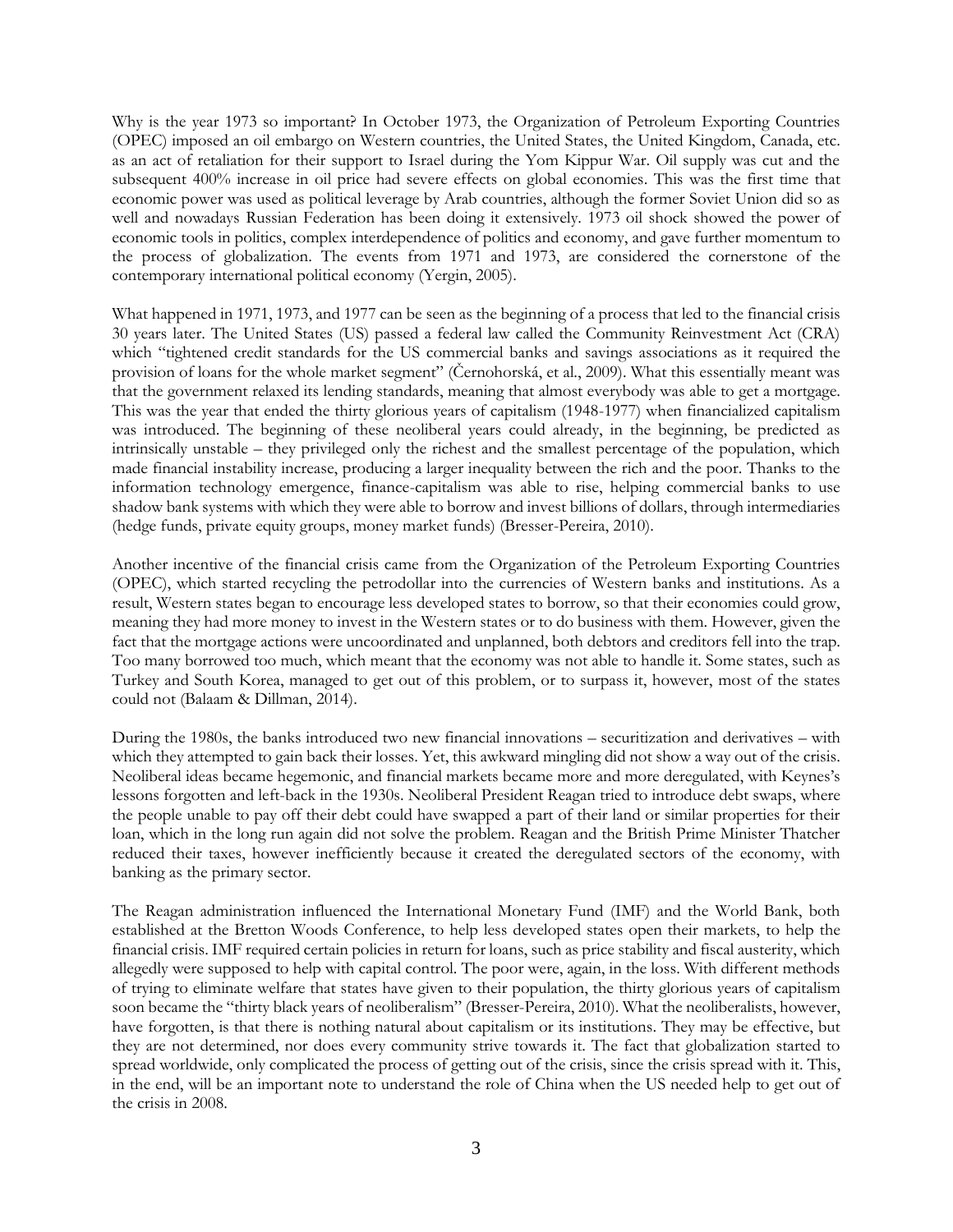Why is the year 1973 so important? In October 1973, the Organization of Petroleum Exporting Countries (OPEC) imposed an oil embargo on Western countries, the United States, the United Kingdom, Canada, etc. as an act of retaliation for their support to Israel during the Yom Kippur War. Oil supply was cut and the subsequent 400% increase in oil price had severe effects on global economies. This was the first time that economic power was used as political leverage by Arab countries, although the former Soviet Union did so as well and nowadays Russian Federation has been doing it extensively. 1973 oil shock showed the power of economic tools in politics, complex interdependence of politics and economy, and gave further momentum to the process of globalization. The events from 1971 and 1973, are considered the cornerstone of the contemporary international political economy (Yergin, 2005).

What happened in 1971, 1973, and 1977 can be seen as the beginning of a process that led to the financial crisis 30 years later. The United States (US) passed a federal law called the Community Reinvestment Act (CRA) which "tightened credit standards for the US commercial banks and savings associations as it required the provision of loans for the whole market segment" (Černohorská, et al., 2009). What this essentially meant was that the government relaxed its lending standards, meaning that almost everybody was able to get a mortgage. This was the year that ended the thirty glorious years of capitalism (1948-1977) when financialized capitalism was introduced. The beginning of these neoliberal years could already, in the beginning, be predicted as intrinsically unstable – they privileged only the richest and the smallest percentage of the population, which made financial instability increase, producing a larger inequality between the rich and the poor. Thanks to the information technology emergence, finance-capitalism was able to rise, helping commercial banks to use shadow bank systems with which they were able to borrow and invest billions of dollars, through intermediaries (hedge funds, private equity groups, money market funds) (Bresser-Pereira, 2010).

Another incentive of the financial crisis came from the Organization of the Petroleum Exporting Countries (OPEC), which started recycling the petrodollar into the currencies of Western banks and institutions. As a result, Western states began to encourage less developed states to borrow, so that their economies could grow, meaning they had more money to invest in the Western states or to do business with them. However, given the fact that the mortgage actions were uncoordinated and unplanned, both debtors and creditors fell into the trap. Too many borrowed too much, which meant that the economy was not able to handle it. Some states, such as Turkey and South Korea, managed to get out of this problem, or to surpass it, however, most of the states could not (Balaam & Dillman, 2014).

During the 1980s, the banks introduced two new financial innovations – securitization and derivatives – with which they attempted to gain back their losses. Yet, this awkward mingling did not show a way out of the crisis. Neoliberal ideas became hegemonic, and financial markets became more and more deregulated, with Keynes's lessons forgotten and left-back in the 1930s. Neoliberal President Reagan tried to introduce debt swaps, where the people unable to pay off their debt could have swapped a part of their land or similar properties for their loan, which in the long run again did not solve the problem. Reagan and the British Prime Minister Thatcher reduced their taxes, however inefficiently because it created the deregulated sectors of the economy, with banking as the primary sector.

The Reagan administration influenced the International Monetary Fund (IMF) and the World Bank, both established at the Bretton Woods Conference, to help less developed states open their markets, to help the financial crisis. IMF required certain policies in return for loans, such as price stability and fiscal austerity, which allegedly were supposed to help with capital control. The poor were, again, in the loss. With different methods of trying to eliminate welfare that states have given to their population, the thirty glorious years of capitalism soon became the "thirty black years of neoliberalism" (Bresser-Pereira, 2010). What the neoliberalists, however, have forgotten, is that there is nothing natural about capitalism or its institutions. They may be effective, but they are not determined, nor does every community strive towards it. The fact that globalization started to spread worldwide, only complicated the process of getting out of the crisis, since the crisis spread with it. This, in the end, will be an important note to understand the role of China when the US needed help to get out of the crisis in 2008.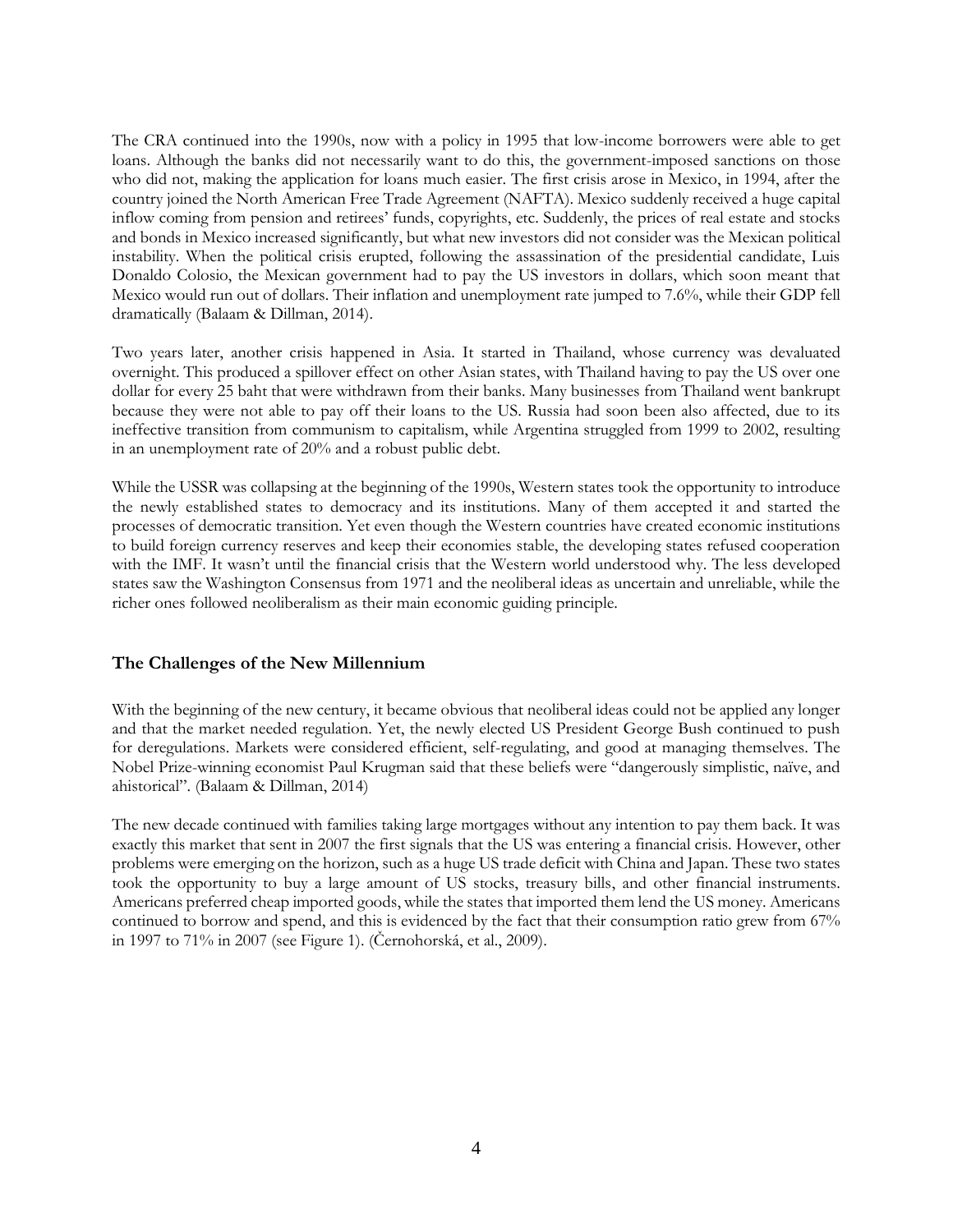The CRA continued into the 1990s, now with a policy in 1995 that low-income borrowers were able to get loans. Although the banks did not necessarily want to do this, the government-imposed sanctions on those who did not, making the application for loans much easier. The first crisis arose in Mexico, in 1994, after the country joined the North American Free Trade Agreement (NAFTA). Mexico suddenly received a huge capital inflow coming from pension and retirees' funds, copyrights, etc. Suddenly, the prices of real estate and stocks and bonds in Mexico increased significantly, but what new investors did not consider was the Mexican political instability. When the political crisis erupted, following the assassination of the presidential candidate, Luis Donaldo Colosio, the Mexican government had to pay the US investors in dollars, which soon meant that Mexico would run out of dollars. Their inflation and unemployment rate jumped to 7.6%, while their GDP fell dramatically (Balaam & Dillman, 2014).

Two years later, another crisis happened in Asia. It started in Thailand, whose currency was devaluated overnight. This produced a spillover effect on other Asian states, with Thailand having to pay the US over one dollar for every 25 baht that were withdrawn from their banks. Many businesses from Thailand went bankrupt because they were not able to pay off their loans to the US. Russia had soon been also affected, due to its ineffective transition from communism to capitalism, while Argentina struggled from 1999 to 2002, resulting in an unemployment rate of 20% and a robust public debt.

While the USSR was collapsing at the beginning of the 1990s, Western states took the opportunity to introduce the newly established states to democracy and its institutions. Many of them accepted it and started the processes of democratic transition. Yet even though the Western countries have created economic institutions to build foreign currency reserves and keep their economies stable, the developing states refused cooperation with the IMF. It wasn't until the financial crisis that the Western world understood why. The less developed states saw the Washington Consensus from 1971 and the neoliberal ideas as uncertain and unreliable, while the richer ones followed neoliberalism as their main economic guiding principle.

### The Challenges of the New Millennium

With the beginning of the new century, it became obvious that neoliberal ideas could not be applied any longer and that the market needed regulation. Yet, the newly elected US President George Bush continued to push for deregulations. Markets were considered efficient, self-regulating, and good at managing themselves. The Nobel Prize-winning economist Paul Krugman said that these beliefs were "dangerously simplistic, naïve, and ahistorical". (Balaam & Dillman, 2014)

The new decade continued with families taking large mortgages without any intention to pay them back. It was exactly this market that sent in 2007 the first signals that the US was entering a financial crisis. However, other problems were emerging on the horizon, such as a huge US trade deficit with China and Japan. These two states took the opportunity to buy a large amount of US stocks, treasury bills, and other financial instruments. Americans preferred cheap imported goods, while the states that imported them lend the US money. Americans continued to borrow and spend, and this is evidenced by the fact that their consumption ratio grew from 67% in 1997 to 71% in 2007 (see Figure 1). (Černohorská, et al., 2009).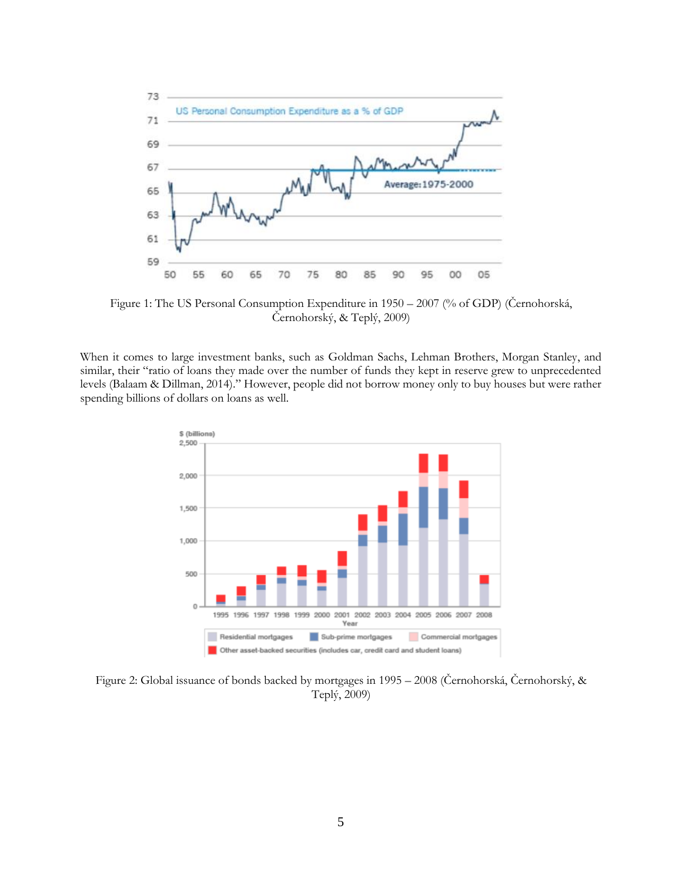73

US Personal Consumption Expenditure as a % of GDP

71

69

67

65

63

61

59

50 55 60 65 70 75 80 85 90 95 00 05

Average:1975-2000

Figure 1: The US Personal Consumption Expenditure in 1950 – 2007 (% of GDP) (Černohorská, Černohorský, & Teplý, 2009)

When it comes to large investment banks, such as Goldman Sachs, Lehman Brothers, Morgan Stanley, and similar, their "ratio of loans they made over the number of funds they kept in reserve grew to unprecedented levels (Balaam & Dillman, 2014)." However, people did not borrow money only to buy houses but were rather spending billions of dollars on loans as well.

$ (billions)

2,500

2,000

1,500

1,000

500

0

1995 1996 1997 1998 1999 2000 2001 2002 2003 2004 2005 2006 2007 2008

Year

Residential mortgages

Sub-prime mortgages

Commercial mortgages

Other asset-backed securities (includes car, credit card and student loans)

Figure 2: Global issuance of bonds backed by mortgages in 1995 – 2008 (Černohorská, Černohorský, & Teplý, 2009)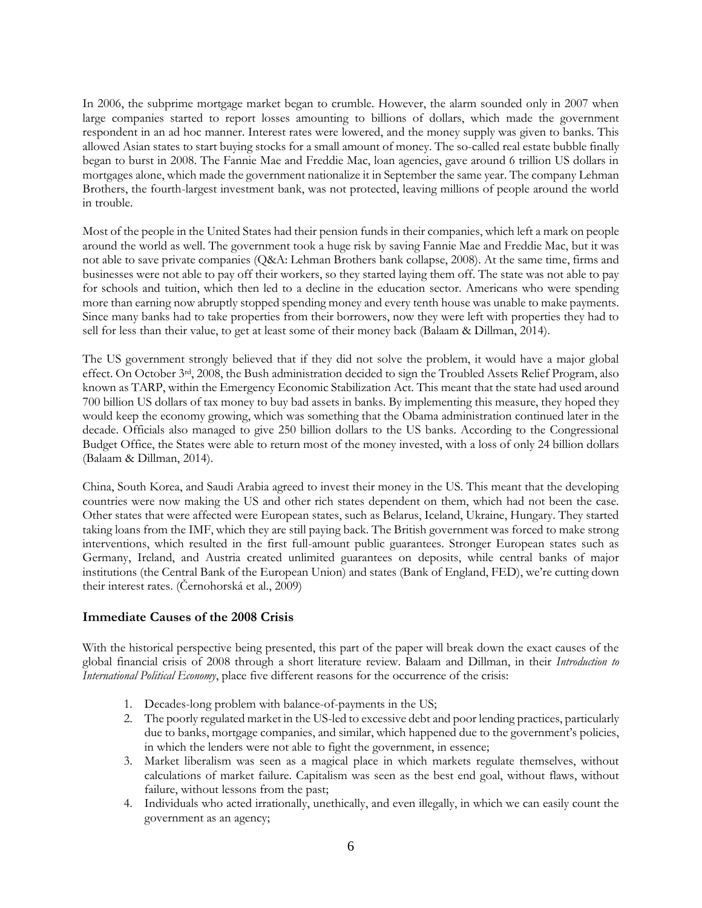In 2006, the subprime mortgage market began to crumble. However, the alarm sounded only in 2007 when large companies started to report losses amounting to billions of dollars, which made the government respondent in an ad hoc manner. Interest rates were lowered, and the money supply was given to banks. This allowed Asian states to start buying stocks for a small amount of money. The so-called real estate bubble finally began to burst in 2008. The Fannie Mae and Freddie Mac, loan agencies, gave around 6 trillion US dollars in mortgages alone, which made the government nationalize it in September the same year. The company Lehman Brothers, the fourth-largest investment bank, was not protected, leaving millions of people around the world in trouble.

Most of the people in the United States had their pension funds in their companies, which left a mark on people around the world as well. The government took a huge risk by saving Fannie Mae and Freddie Mac, but it was not able to save private companies (Q&A: Lehman Brothers bank collapse, 2008). At the same time, firms and businesses were not able to pay off their workers, so they started laying them off. The state was not able to pay for schools and tuition, which then led to a decline in the education sector. Americans who were spending more than earning now abruptly stopped spending money and every tenth house was unable to make payments. Since many banks had to take properties from their borrowers, now they were left with properties they had to sell for less than their value, to get at least some of their money back (Balaam & Dillman, 2014).

The US government strongly believed that if they did not solve the problem, it would have a major global effect. On October 3rd, 2008, the Bush administration decided to sign the Troubled Assets Relief Program, also known as TARP, within the Emergency Economic Stabilization Act. This meant that the state had used around 700 billion US dollars of tax money to buy bad assets in banks. By implementing this measure, they hoped they would keep the economy growing, which was something that the Obama administration continued later in the decade. Officials also managed to give 250 billion dollars to the US banks. According to the Congressional Budget Office, the States were able to return most of the money invested, with a loss of only 24 billion dollars (Balaam & Dillman, 2014).

China, South Korea, and Saudi Arabia agreed to invest their money in the US. This meant that the developing countries were now making the US and other rich states dependent on them, which had not been the case. Other states that were affected were European states, such as Belarus, Iceland, Ukraine, Hungary. They started taking loans from the IMF, which they are still paying back. The British government was forced to make strong interventions, which resulted in the first full-amount public guarantees. Stronger European states such as Germany, Ireland, and Austria created unlimited guarantees on deposits, while central banks of major institutions (the Central Bank of the European Union) and states (Bank of England, FED), we're cutting down their interest rates. (Černohorská et al., 2009)

### Immediate Causes of the 2008 Crisis

With the historical perspective being presented, this part of the paper will break down the exact causes of the global financial crisis of 2008 through a short literature review. Balaam and Dillman, in their *Introduction to International Political Economy*, place five different reasons for the occurrence of the crisis:

1. Decades-long problem with balance-of-payments in the US;
2. The poorly regulated market in the US-led to excessive debt and poor lending practices, particularly due to banks, mortgage companies, and similar, which happened due to the government's policies, in which the lenders were not able to fight the government, in essence;
3. Market liberalism was seen as a magical place in which markets regulate themselves, without calculations of market failure. Capitalism was seen as the best end goal, without flaws, without failure, without lessons from the past;
4. Individuals who acted irrationally, unethically, and even illegally, in which we can easily count the government as an agency;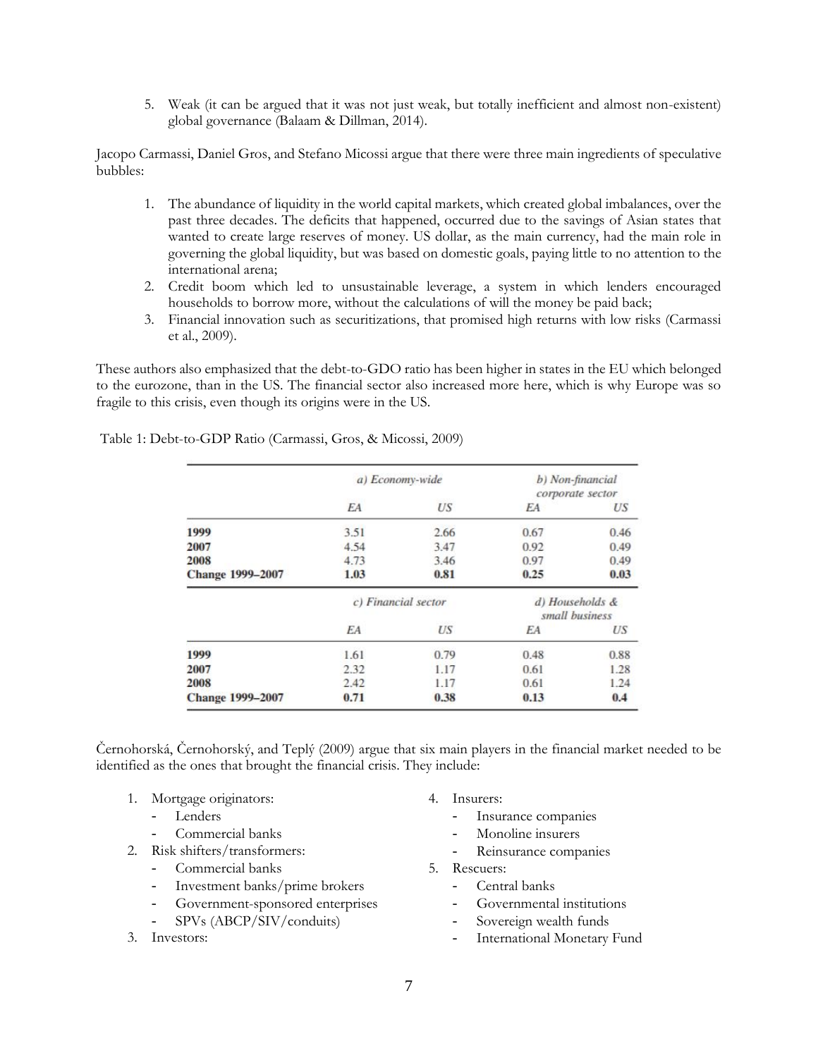5. Weak (it can be argued that it was not just weak, but totally inefficient and almost non-existent) global governance (Balaam & Dillman, 2014).

Jacopo Carmassi, Daniel Gros, and Stefano Micossi argue that there were three main ingredients of speculative bubbles:

1. The abundance of liquidity in the world capital markets, which created global imbalances, over the past three decades. The deficits that happened, occurred due to the savings of Asian states that wanted to create large reserves of money. US dollar, as the main currency, had the main role in governing the global liquidity, but was based on domestic goals, paying little to no attention to the international arena;
2. Credit boom which led to unsustainable leverage, a system in which lenders encouraged households to borrow more, without the calculations of will the money be paid back;
3. Financial innovation such as securitizations, that promised high returns with low risks (Carmassi et al., 2009).

These authors also emphasized that the debt-to-GDO ratio has been higher in states in the EU which belonged to the eurozone, than in the US. The financial sector also increased more here, which is why Europe was so fragile to this crisis, even though its origins were in the US.

Table 1: Debt-to-GDP Ratio (Carmassi, Gros, & Micossi, 2009)

| | *a) Economy-wide* | | *b) Non-financial corporate sector* | |
|---|---|---|---|---|
| | *EA* | *US* | *EA* | *US* |
| **1999** | 3.51 | 2.66 | 0.67 | 0.46 |
| **2007** | 4.54 | 3.47 | 0.92 | 0.49 |
| **2008** | 4.73 | 3.46 | 0.97 | 0.49 |
| **Change 1999–2007** | **1.03** | **0.81** | **0.25** | **0.03** |
| | *c) Financial sector* | | *d) Households & small business* | |
| | *EA* | *US* | *EA* | *US* |
| **1999** | 1.61 | 0.79 | 0.48 | 0.88 |
| **2007** | 2.32 | 1.17 | 0.61 | 1.28 |
| **2008** | 2.42 | 1.17 | 0.61 | 1.24 |
| **Change 1999–2007** | **0.71** | **0.38** | **0.13** | **0.4** |

Černohorská, Černohorský, and Teplý (2009) argue that six main players in the financial market needed to be identified as the ones that brought the financial crisis. They include:

1. Mortgage originators:
   - Lenders
   - Commercial banks
2. Risk shifters/transformers:
   - Commercial banks
   - Investment banks/prime brokers
   - Government-sponsored enterprises
   - SPVs (ABCP/SIV/conduits)
3. Investors:
4. Insurers:
   - Insurance companies
   - Monoline insurers
   - Reinsurance companies
5. Rescuers:
   - Central banks
   - Governmental institutions
   - Sovereign wealth funds
   - International Monetary Fund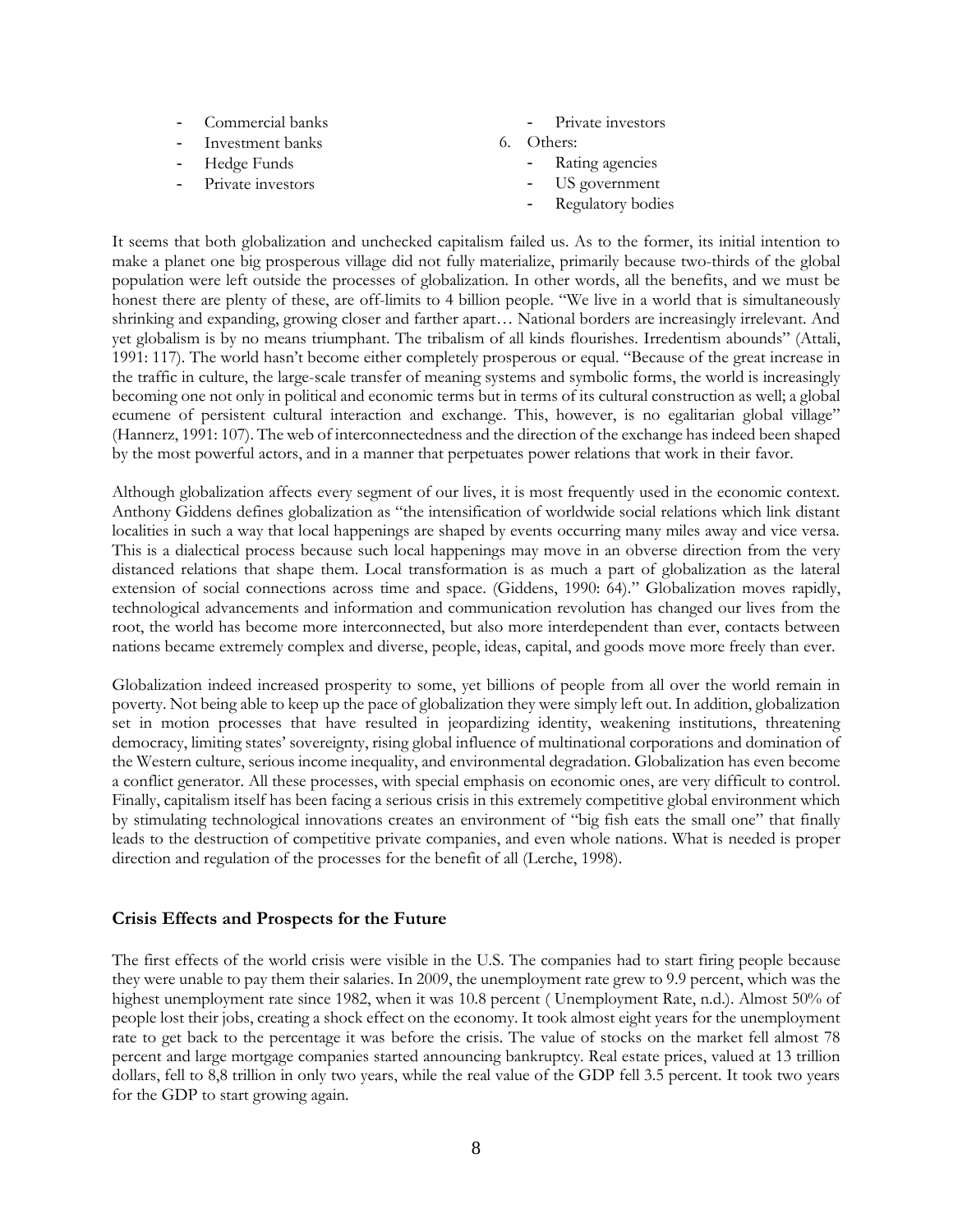- Commercial banks
- Investment banks
- Hedge Funds
- Private investors

- Private investors

6. Others:
   - Rating agencies
   - US government
   - Regulatory bodies

It seems that both globalization and unchecked capitalism failed us. As to the former, its initial intention to make a planet one big prosperous village did not fully materialize, primarily because two-thirds of the global population were left outside the processes of globalization. In other words, all the benefits, and we must be honest there are plenty of these, are off-limits to 4 billion people. "We live in a world that is simultaneously shrinking and expanding, growing closer and farther apart… National borders are increasingly irrelevant. And yet globalism is by no means triumphant. The tribalism of all kinds flourishes. Irredentism abounds" (Attali, 1991: 117). The world hasn't become either completely prosperous or equal. "Because of the great increase in the traffic in culture, the large-scale transfer of meaning systems and symbolic forms, the world is increasingly becoming one not only in political and economic terms but in terms of its cultural construction as well; a global ecumene of persistent cultural interaction and exchange. This, however, is no egalitarian global village" (Hannerz, 1991: 107). The web of interconnectedness and the direction of the exchange has indeed been shaped by the most powerful actors, and in a manner that perpetuates power relations that work in their favor.

Although globalization affects every segment of our lives, it is most frequently used in the economic context. Anthony Giddens defines globalization as "the intensification of worldwide social relations which link distant localities in such a way that local happenings are shaped by events occurring many miles away and vice versa. This is a dialectical process because such local happenings may move in an obverse direction from the very distanced relations that shape them. Local transformation is as much a part of globalization as the lateral extension of social connections across time and space. (Giddens, 1990: 64)." Globalization moves rapidly, technological advancements and information and communication revolution has changed our lives from the root, the world has become more interconnected, but also more interdependent than ever, contacts between nations became extremely complex and diverse, people, ideas, capital, and goods move more freely than ever.

Globalization indeed increased prosperity to some, yet billions of people from all over the world remain in poverty. Not being able to keep up the pace of globalization they were simply left out. In addition, globalization set in motion processes that have resulted in jeopardizing identity, weakening institutions, threatening democracy, limiting states' sovereignty, rising global influence of multinational corporations and domination of the Western culture, serious income inequality, and environmental degradation. Globalization has even become a conflict generator. All these processes, with special emphasis on economic ones, are very difficult to control. Finally, capitalism itself has been facing a serious crisis in this extremely competitive global environment which by stimulating technological innovations creates an environment of "big fish eats the small one" that finally leads to the destruction of competitive private companies, and even whole nations. What is needed is proper direction and regulation of the processes for the benefit of all (Lerche, 1998).

## Crisis Effects and Prospects for the Future

The first effects of the world crisis were visible in the U.S. The companies had to start firing people because they were unable to pay them their salaries. In 2009, the unemployment rate grew to 9.9 percent, which was the highest unemployment rate since 1982, when it was 10.8 percent ( Unemployment Rate, n.d.). Almost 50% of people lost their jobs, creating a shock effect on the economy. It took almost eight years for the unemployment rate to get back to the percentage it was before the crisis. The value of stocks on the market fell almost 78 percent and large mortgage companies started announcing bankruptcy. Real estate prices, valued at 13 trillion dollars, fell to 8,8 trillion in only two years, while the real value of the GDP fell 3.5 percent. It took two years for the GDP to start growing again.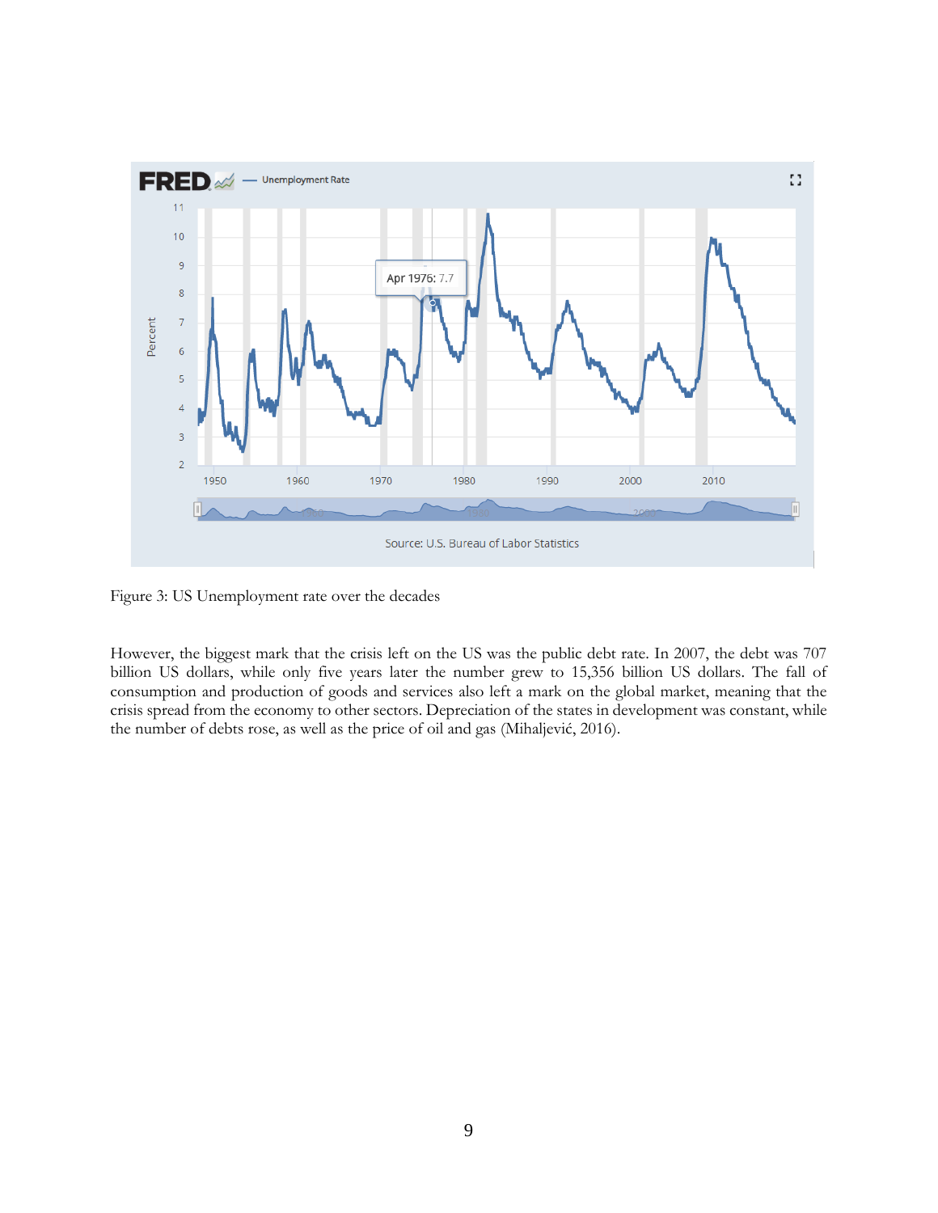FRED
Unemployment Rate

Apr 1976: 7.7

Percent

11
10
9
8
7
6
5
4
3
2

1950
1960
1970
1980
1990
2000
2010

Source: U.S. Bureau of Labor Statistics

Figure 3: US Unemployment rate over the decades

However, the biggest mark that the crisis left on the US was the public debt rate. In 2007, the debt was 707 billion US dollars, while only five years later the number grew to 15,356 billion US dollars. The fall of consumption and production of goods and services also left a mark on the global market, meaning that the crisis spread from the economy to other sectors. Depreciation of the states in development was constant, while the number of debts rose, as well as the price of oil and gas (Mihaljević, 2016).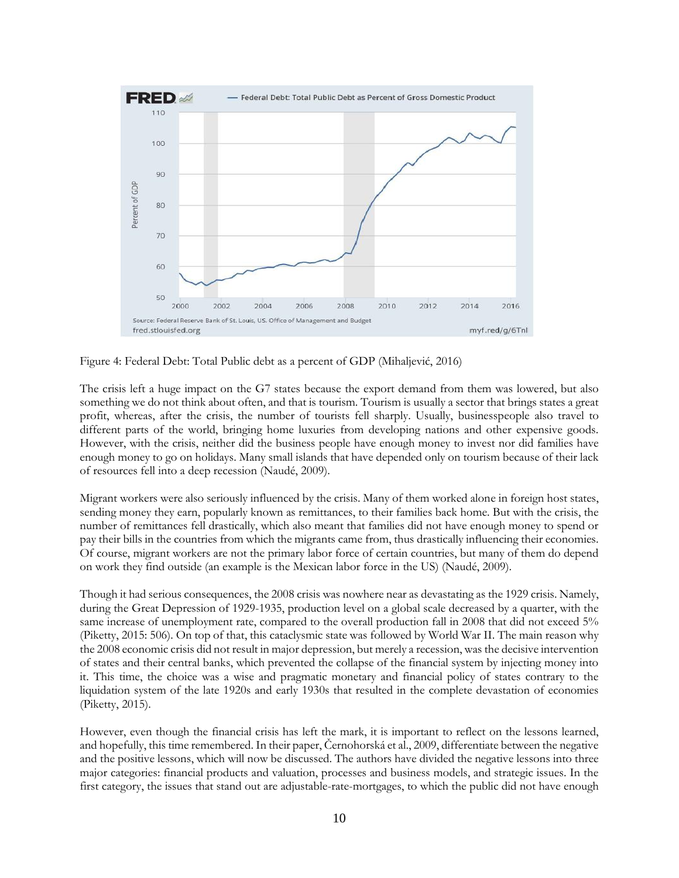FRED

— Federal Debt: Total Public Debt as Percent of Gross Domestic Product

Percent of GDP

110
100
90
80
70
60
50

2000 2002 2004 2006 2008 2010 2012 2014 2016

Source: Federal Reserve Bank of St. Louis, US. Office of Management and Budget
fred.stlouisfed.org
myf.red/g/6Tnl

Figure 4: Federal Debt: Total Public debt as a percent of GDP (Mihaljević, 2016)

The crisis left a huge impact on the G7 states because the export demand from them was lowered, but also something we do not think about often, and that is tourism. Tourism is usually a sector that brings states a great profit, whereas, after the crisis, the number of tourists fell sharply. Usually, businesspeople also travel to different parts of the world, bringing home luxuries from developing nations and other expensive goods. However, with the crisis, neither did the business people have enough money to invest nor did families have enough money to go on holidays. Many small islands that have depended only on tourism because of their lack of resources fell into a deep recession (Naudé, 2009).

Migrant workers were also seriously influenced by the crisis. Many of them worked alone in foreign host states, sending money they earn, popularly known as remittances, to their families back home. But with the crisis, the number of remittances fell drastically, which also meant that families did not have enough money to spend or pay their bills in the countries from which the migrants came from, thus drastically influencing their economies. Of course, migrant workers are not the primary labor force of certain countries, but many of them do depend on work they find outside (an example is the Mexican labor force in the US) (Naudé, 2009).

Though it had serious consequences, the 2008 crisis was nowhere near as devastating as the 1929 crisis. Namely, during the Great Depression of 1929-1935, production level on a global scale decreased by a quarter, with the same increase of unemployment rate, compared to the overall production fall in 2008 that did not exceed 5% (Piketty, 2015: 506). On top of that, this cataclysmic state was followed by World War II. The main reason why the 2008 economic crisis did not result in major depression, but merely a recession, was the decisive intervention of states and their central banks, which prevented the collapse of the financial system by injecting money into it. This time, the choice was a wise and pragmatic monetary and financial policy of states contrary to the liquidation system of the late 1920s and early 1930s that resulted in the complete devastation of economies (Piketty, 2015).

However, even though the financial crisis has left the mark, it is important to reflect on the lessons learned, and hopefully, this time remembered. In their paper, Černohorská et al., 2009, differentiate between the negative and the positive lessons, which will now be discussed. The authors have divided the negative lessons into three major categories: financial products and valuation, processes and business models, and strategic issues. In the first category, the issues that stand out are adjustable-rate-mortgages, to which the public did not have enough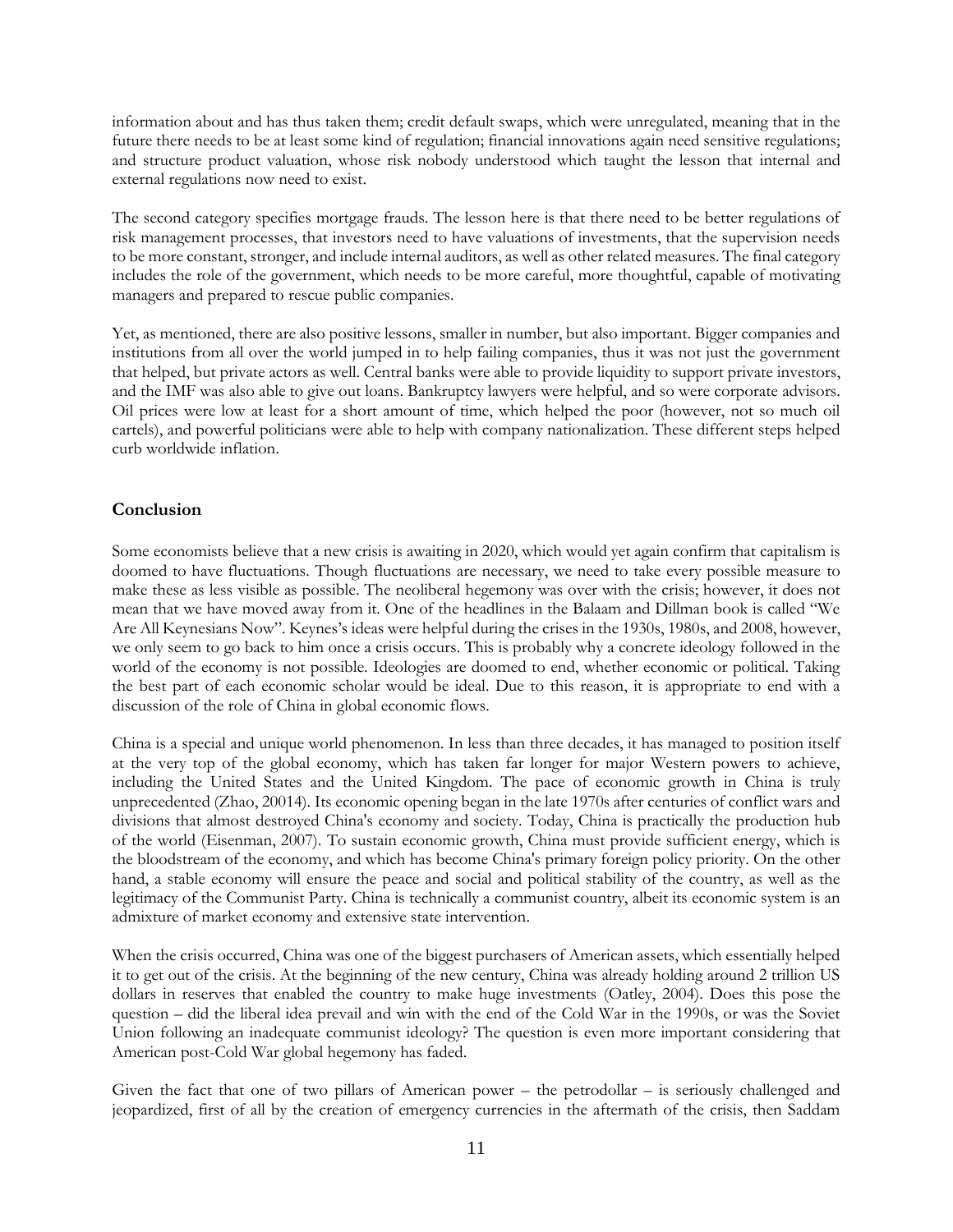information about and has thus taken them; credit default swaps, which were unregulated, meaning that in the future there needs to be at least some kind of regulation; financial innovations again need sensitive regulations; and structure product valuation, whose risk nobody understood which taught the lesson that internal and external regulations now need to exist.

The second category specifies mortgage frauds. The lesson here is that there need to be better regulations of risk management processes, that investors need to have valuations of investments, that the supervision needs to be more constant, stronger, and include internal auditors, as well as other related measures. The final category includes the role of the government, which needs to be more careful, more thoughtful, capable of motivating managers and prepared to rescue public companies.

Yet, as mentioned, there are also positive lessons, smaller in number, but also important. Bigger companies and institutions from all over the world jumped in to help failing companies, thus it was not just the government that helped, but private actors as well. Central banks were able to provide liquidity to support private investors, and the IMF was also able to give out loans. Bankruptcy lawyers were helpful, and so were corporate advisors. Oil prices were low at least for a short amount of time, which helped the poor (however, not so much oil cartels), and powerful politicians were able to help with company nationalization. These different steps helped curb worldwide inflation.

## Conclusion

Some economists believe that a new crisis is awaiting in 2020, which would yet again confirm that capitalism is doomed to have fluctuations. Though fluctuations are necessary, we need to take every possible measure to make these as less visible as possible. The neoliberal hegemony was over with the crisis; however, it does not mean that we have moved away from it. One of the headlines in the Balaam and Dillman book is called "We Are All Keynesians Now". Keynes's ideas were helpful during the crises in the 1930s, 1980s, and 2008, however, we only seem to go back to him once a crisis occurs. This is probably why a concrete ideology followed in the world of the economy is not possible. Ideologies are doomed to end, whether economic or political. Taking the best part of each economic scholar would be ideal. Due to this reason, it is appropriate to end with a discussion of the role of China in global economic flows.

China is a special and unique world phenomenon. In less than three decades, it has managed to position itself at the very top of the global economy, which has taken far longer for major Western powers to achieve, including the United States and the United Kingdom. The pace of economic growth in China is truly unprecedented (Zhao, 20014). Its economic opening began in the late 1970s after centuries of conflict wars and divisions that almost destroyed China's economy and society. Today, China is practically the production hub of the world (Eisenman, 2007). To sustain economic growth, China must provide sufficient energy, which is the bloodstream of the economy, and which has become China's primary foreign policy priority. On the other hand, a stable economy will ensure the peace and social and political stability of the country, as well as the legitimacy of the Communist Party. China is technically a communist country, albeit its economic system is an admixture of market economy and extensive state intervention.

When the crisis occurred, China was one of the biggest purchasers of American assets, which essentially helped it to get out of the crisis. At the beginning of the new century, China was already holding around 2 trillion US dollars in reserves that enabled the country to make huge investments (Oatley, 2004). Does this pose the question – did the liberal idea prevail and win with the end of the Cold War in the 1990s, or was the Soviet Union following an inadequate communist ideology? The question is even more important considering that American post-Cold War global hegemony has faded.

Given the fact that one of two pillars of American power – the petrodollar – is seriously challenged and jeopardized, first of all by the creation of emergency currencies in the aftermath of the crisis, then Saddam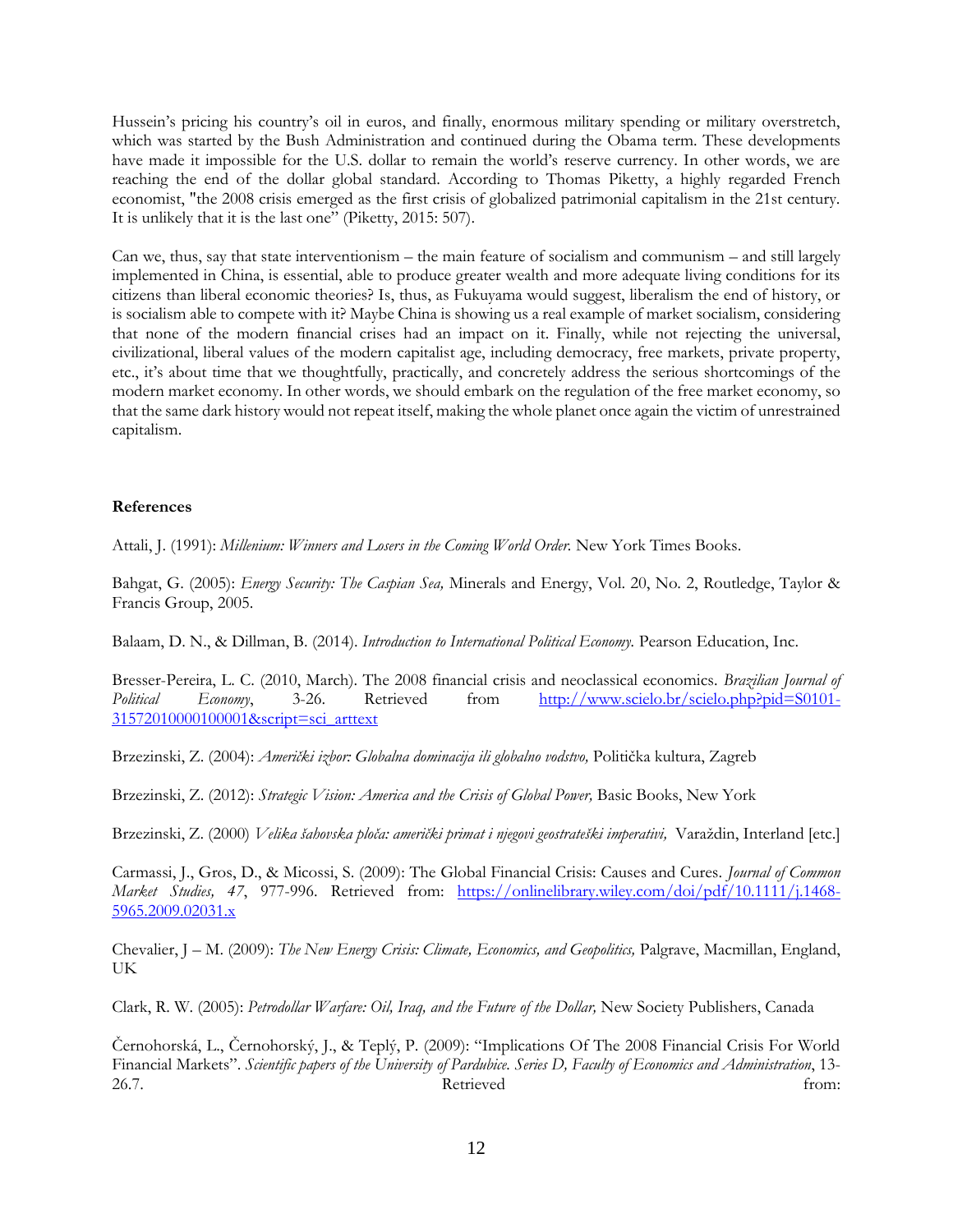Hussein's pricing his country's oil in euros, and finally, enormous military spending or military overstretch, which was started by the Bush Administration and continued during the Obama term. These developments have made it impossible for the U.S. dollar to remain the world's reserve currency. In other words, we are reaching the end of the dollar global standard. According to Thomas Piketty, a highly regarded French economist, "the 2008 crisis emerged as the first crisis of globalized patrimonial capitalism in the 21st century. It is unlikely that it is the last one" (Piketty, 2015: 507).

Can we, thus, say that state interventionism – the main feature of socialism and communism – and still largely implemented in China, is essential, able to produce greater wealth and more adequate living conditions for its citizens than liberal economic theories? Is, thus, as Fukuyama would suggest, liberalism the end of history, or is socialism able to compete with it? Maybe China is showing us a real example of market socialism, considering that none of the modern financial crises had an impact on it. Finally, while not rejecting the universal, civilizational, liberal values of the modern capitalist age, including democracy, free markets, private property, etc., it's about time that we thoughtfully, practically, and concretely address the serious shortcomings of the modern market economy. In other words, we should embark on the regulation of the free market economy, so that the same dark history would not repeat itself, making the whole planet once again the victim of unrestrained capitalism.

**References**

Attali, J. (1991): *Millenium: Winners and Losers in the Coming World Order.* New York Times Books.

Bahgat, G. (2005): *Energy Security: The Caspian Sea,* Minerals and Energy, Vol. 20, No. 2, Routledge, Taylor & Francis Group, 2005.

Balaam, D. N., & Dillman, B. (2014). *Introduction to International Political Economy.* Pearson Education, Inc.

Bresser-Pereira, L. C. (2010, March). The 2008 financial crisis and neoclassical economics. *Brazilian Journal of Political Economy*, 3-26. Retrieved from http://www.scielo.br/scielo.php?pid=S0101-31572010000100001&script=sci_arttext

Brzezinski, Z. (2004): *Američki izbor: Globalna dominacija ili globalno vodstvo,* Politička kultura, Zagreb

Brzezinski, Z. (2012): *Strategic Vision: America and the Crisis of Global Power,* Basic Books, New York

Brzezinski, Z. (2000) *Velika šahovska ploča: američki primat i njegovi geostrateški imperativi,* Varaždin, Interland [etc.]

Carmassi, J., Gros, D., & Micossi, S. (2009): The Global Financial Crisis: Causes and Cures. *Journal of Common Market Studies, 47*, 977-996. Retrieved from: https://onlinelibrary.wiley.com/doi/pdf/10.1111/j.1468-5965.2009.02031.x

Chevalier, J – M. (2009): *The New Energy Crisis: Climate, Economics, and Geopolitics,* Palgrave, Macmillan, England, UK

Clark, R. W. (2005): *Petrodollar Warfare: Oil, Iraq, and the Future of the Dollar,* New Society Publishers, Canada

Černohorská, L., Černohorský, J., & Teplý, P. (2009): "Implications Of The 2008 Financial Crisis For World Financial Markets". *Scientific papers of the University of Pardubice. Series D, Faculty of Economics and Administration*, 13-26.7. Retrieved from: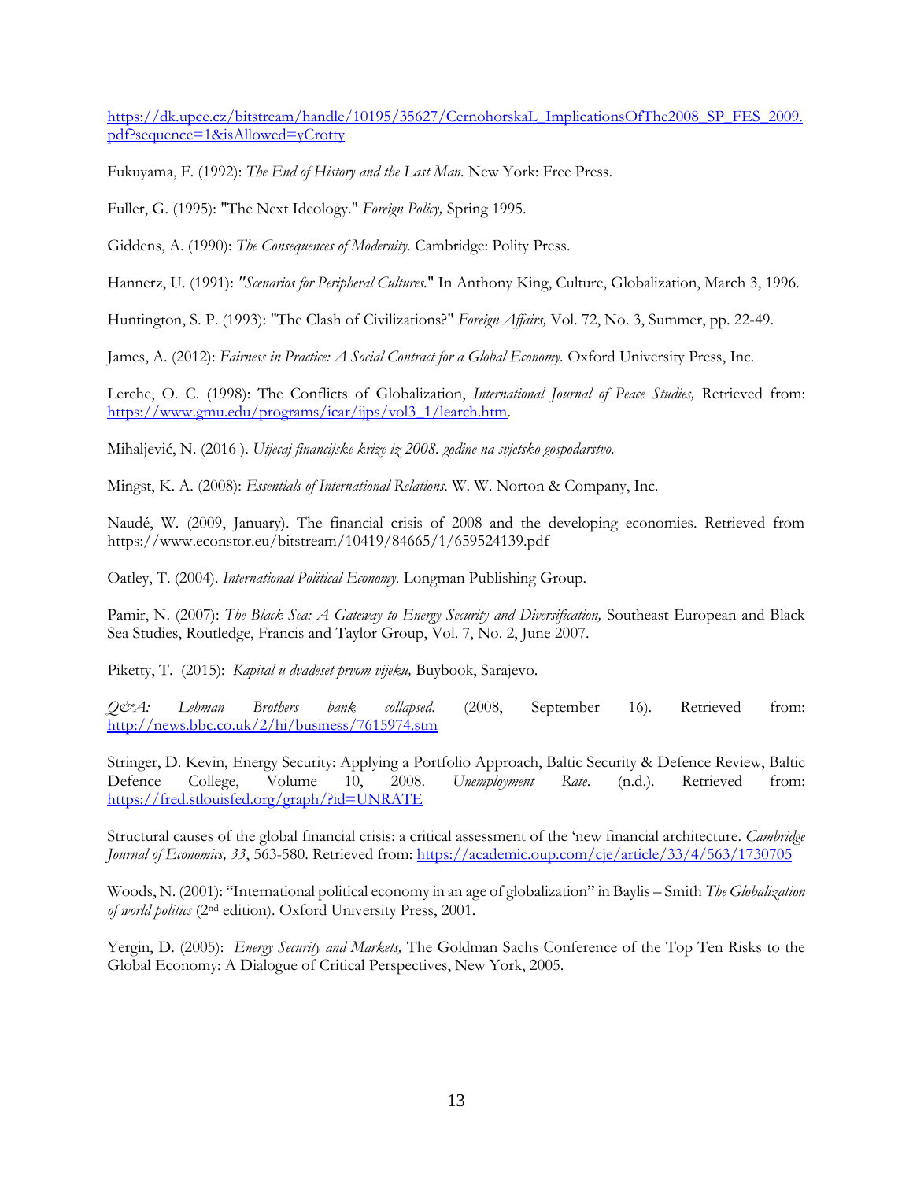https://dk.upce.cz/bitstream/handle/10195/35627/CernohorskaL_ImplicationsOfThe2008_SP_FES_2009.pdf?sequence=1&isAllowed=yCrotty

Fukuyama, F. (1992): *The End of History and the Last Man.* New York: Free Press.

Fuller, G. (1995): "The Next Ideology." *Foreign Policy,* Spring 1995.

Giddens, A. (1990): *The Consequences of Modernity.* Cambridge: Polity Press.

Hannerz, U. (1991): *"Scenarios for Peripheral Cultures.*" In Anthony King, Culture, Globalization, March 3, 1996.

Huntington, S. P. (1993): "The Clash of Civilizations?" *Foreign Affairs,* Vol. 72, No. 3, Summer, pp. 22-49.

James, A. (2012): *Fairness in Practice: A Social Contract for a Global Economy.* Oxford University Press, Inc.

Lerche, O. C. (1998): The Conflicts of Globalization, *International Journal of Peace Studies,* Retrieved from: https://www.gmu.edu/programs/icar/ijps/vol3_1/learch.htm.

Mihaljević, N. (2016 ). *Utjecaj financijske krize iz 2008. godine na svjetsko gospodarstvo.*

Mingst, K. A. (2008): *Essentials of International Relations.* W. W. Norton & Company, Inc.

Naudé, W. (2009, January). The financial crisis of 2008 and the developing economies. Retrieved from https://www.econstor.eu/bitstream/10419/84665/1/659524139.pdf

Oatley, T. (2004). *International Political Economy.* Longman Publishing Group.

Pamir, N. (2007): *The Black Sea: A Gateway to Energy Security and Diversification,* Southeast European and Black Sea Studies, Routledge, Francis and Taylor Group, Vol. 7, No. 2, June 2007.

Piketty, T. (2015): *Kapital u dvadeset prvom vijeku,* Buybook, Sarajevo.

*Q&A: Lehman Brothers bank collapsed.* (2008, September 16). Retrieved from: http://news.bbc.co.uk/2/hi/business/7615974.stm

Stringer, D. Kevin, Energy Security: Applying a Portfolio Approach, Baltic Security & Defence Review, Baltic Defence College, Volume 10, 2008. *Unemployment Rate.* (n.d.). Retrieved from: https://fred.stlouisfed.org/graph/?id=UNRATE

Structural causes of the global financial crisis: a critical assessment of the 'new financial architecture. *Cambridge Journal of Economics, 33*, 563-580. Retrieved from: https://academic.oup.com/cje/article/33/4/563/1730705

Woods, N. (2001): "International political economy in an age of globalization" in Baylis – Smith *The Globalization of world politics* (2nd edition). Oxford University Press, 2001.

Yergin, D. (2005): *Energy Security and Markets,* The Goldman Sachs Conference of the Top Ten Risks to the Global Economy: A Dialogue of Critical Perspectives, New York, 2005.